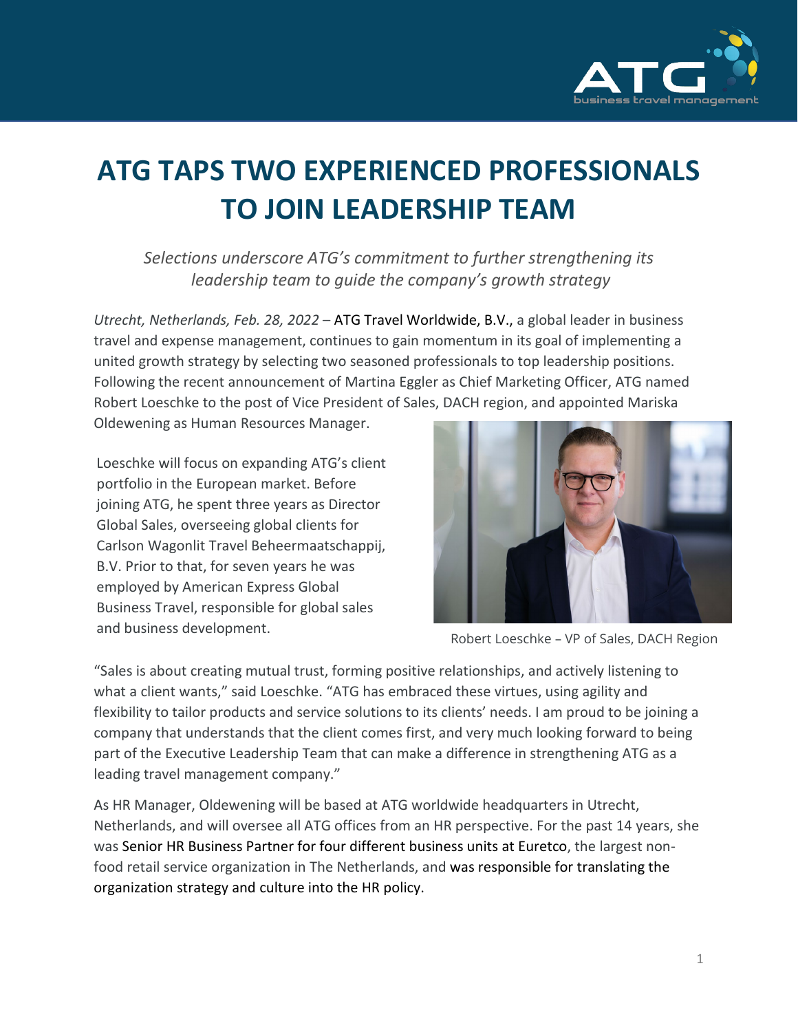# ATG TAPS TWO EXPERIENCED PROFESSIONALS TO JOIN LEADERSHIP TEAM

*Selections underscore ATG's commitment to further strengthening its leadership team to guide the company's growth strategy*

*Utrecht, Netherlands, Feb. 28, 2022* – ATG Travel Worldwide, B.V., a global leader in business travel and expense management, continues to gain momentum in its goal of implementing a united growth strategy by selecting two seasoned professionals to top leadership positions. Following the recent announcement of Martina Eggler as Chief Marketing Officer, ATG named Robert Loeschke to the post of Vice President of Sales, DACH region, and appointed Mariska Oldewening as Human Resources Manager.

Loeschke will focus on expanding ATG's client portfolio in the European market. Before joining ATG, he spent three years as Director Global Sales, overseeing global clients for Carlson Wagonlit Travel Beheermaatschappij, B.V. Prior to that, for seven years he was employed by American Express Global Business Travel, responsible for global sales and business development.

Robert Loeschke – VP of Sales, DACH Region

"Sales is about creating mutual trust, forming positive relationships, and actively listening to what a client wants," said Loeschke. "ATG has embraced these virtues, using agility and flexibility to tailor products and service solutions to its clients' needs. I am proud to be joining a company that understands that the client comes first, and very much looking forward to being part of the Executive Leadership Team that can make a difference in strengthening ATG as a leading travel management company."

As HR Manager, Oldewening will be based at ATG worldwide headquarters in Utrecht, Netherlands, and will oversee all ATG offices from an HR perspective. For the past 14 years, she was Senior HR Business Partner for four different business units at Euretco, the largest non-food retail service organization in The Netherlands, and was responsible for translating the organization strategy and culture into the HR policy.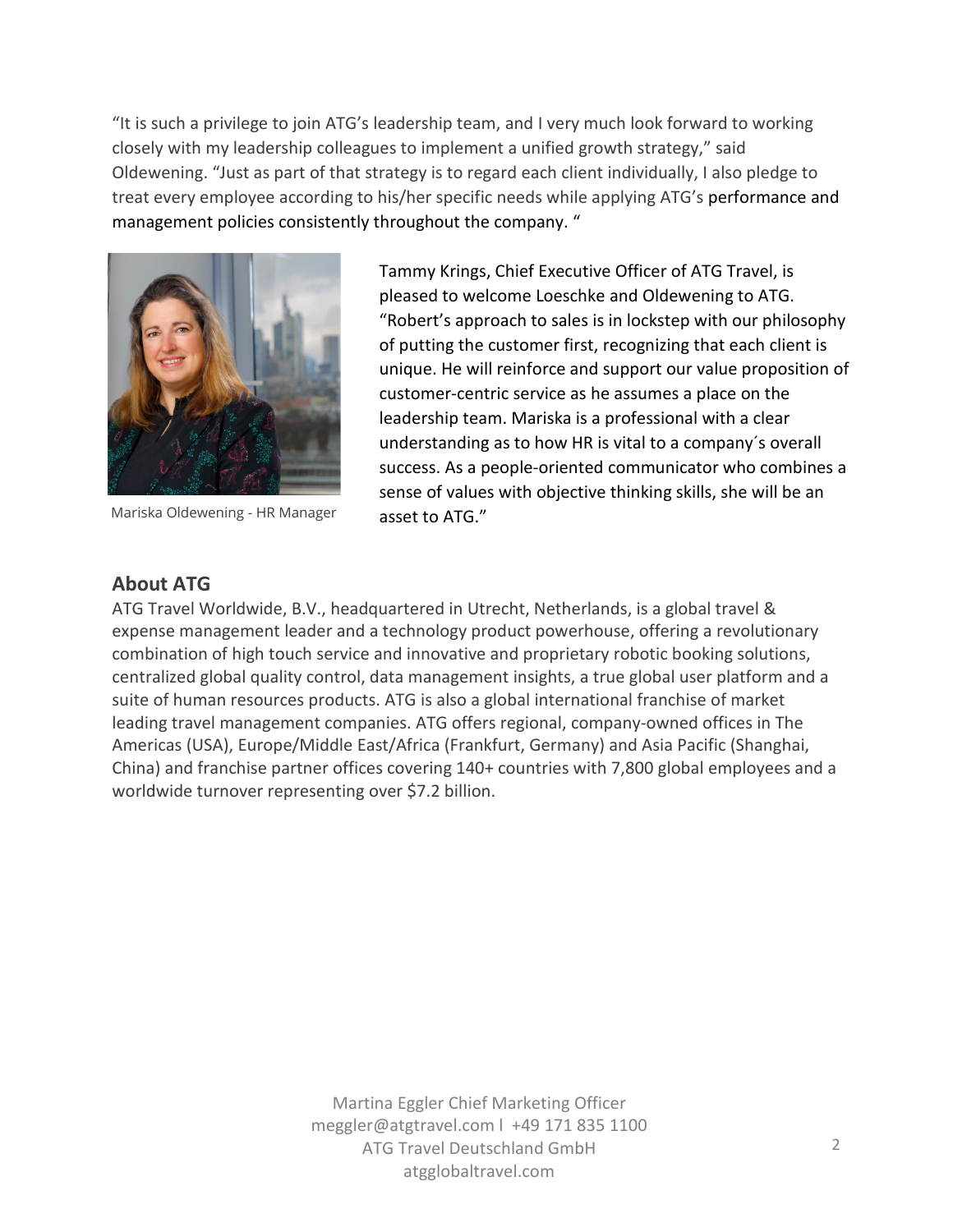"It is such a privilege to join ATG's leadership team, and I very much look forward to working closely with my leadership colleagues to implement a unified growth strategy," said Oldewening. "Just as part of that strategy is to regard each client individually, I also pledge to treat every employee according to his/her specific needs while applying ATG's performance and management policies consistently throughout the company. "

Mariska Oldewening - HR Manager

Tammy Krings, Chief Executive Officer of ATG Travel, is pleased to welcome Loeschke and Oldewening to ATG. "Robert's approach to sales is in lockstep with our philosophy of putting the customer first, recognizing that each client is unique. He will reinforce and support our value proposition of customer-centric service as he assumes a place on the leadership team. Mariska is a professional with a clear understanding as to how HR is vital to a company´s overall success. As a people-oriented communicator who combines a sense of values with objective thinking skills, she will be an asset to ATG."

## About ATG

ATG Travel Worldwide, B.V., headquartered in Utrecht, Netherlands, is a global travel & expense management leader and a technology product powerhouse, offering a revolutionary combination of high touch service and innovative and proprietary robotic booking solutions, centralized global quality control, data management insights, a true global user platform and a suite of human resources products. ATG is also a global international franchise of market leading travel management companies. ATG offers regional, company-owned offices in The Americas (USA), Europe/Middle East/Africa (Frankfurt, Germany) and Asia Pacific (Shanghai, China) and franchise partner offices covering 140+ countries with 7,800 global employees and a worldwide turnover representing over $7.2 billion.

Martina Eggler Chief Marketing Officer
meggler@atgtravel.com l +49 171 835 1100
ATG Travel Deutschland GmbH
atgglobaltravel.com